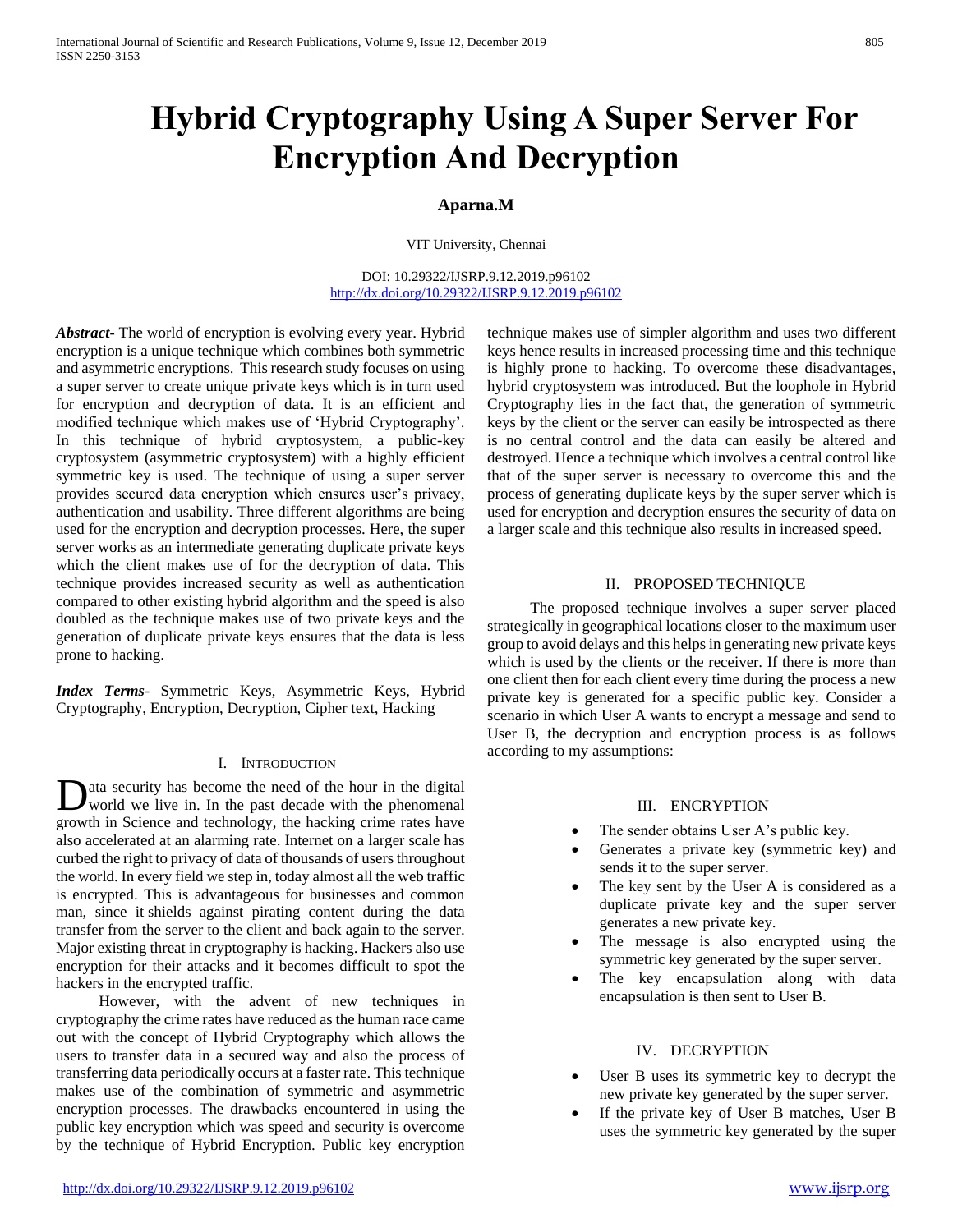# Hybrid Cryptography Using A Super Server For Encryption And Decryption

**Aparna.M**

VIT University, Chennai

DOI: 10.29322/IJSRP.9.12.2019.p96102
http://dx.doi.org/10.29322/IJSRP.9.12.2019.p96102

***Abstract***- The world of encryption is evolving every year. Hybrid encryption is a unique technique which combines both symmetric and asymmetric encryptions. This research study focuses on using a super server to create unique private keys which is in turn used for encryption and decryption of data. It is an efficient and modified technique which makes use of 'Hybrid Cryptography'. In this technique of hybrid cryptosystem, a public-key cryptosystem (asymmetric cryptosystem) with a highly efficient symmetric key is used. The technique of using a super server provides secured data encryption which ensures user's privacy, authentication and usability. Three different algorithms are being used for the encryption and decryption processes. Here, the super server works as an intermediate generating duplicate private keys which the client makes use of for the decryption of data. This technique provides increased security as well as authentication compared to other existing hybrid algorithm and the speed is also doubled as the technique makes use of two private keys and the generation of duplicate private keys ensures that the data is less prone to hacking.

***Index Terms***- Symmetric Keys, Asymmetric Keys, Hybrid Cryptography, Encryption, Decryption, Cipher text, Hacking

## I. Introduction

Data security has become the need of the hour in the digital world we live in. In the past decade with the phenomenal growth in Science and technology, the hacking crime rates have also accelerated at an alarming rate. Internet on a larger scale has curbed the right to privacy of data of thousands of users throughout the world. In every field we step in, today almost all the web traffic is encrypted. This is advantageous for businesses and common man, since it shields against pirating content during the data transfer from the server to the client and back again to the server. Major existing threat in cryptography is hacking. Hackers also use encryption for their attacks and it becomes difficult to spot the hackers in the encrypted traffic.

However, with the advent of new techniques in cryptography the crime rates have reduced as the human race came out with the concept of Hybrid Cryptography which allows the users to transfer data in a secured way and also the process of transferring data periodically occurs at a faster rate. This technique makes use of the combination of symmetric and asymmetric encryption processes. The drawbacks encountered in using the public key encryption which was speed and security is overcome by the technique of Hybrid Encryption. Public key encryption technique makes use of simpler algorithm and uses two different keys hence results in increased processing time and this technique is highly prone to hacking. To overcome these disadvantages, hybrid cryptosystem was introduced. But the loophole in Hybrid Cryptography lies in the fact that, the generation of symmetric keys by the client or the server can easily be introspected as there is no central control and the data can easily be altered and destroyed. Hence a technique which involves a central control like that of the super server is necessary to overcome this and the process of generating duplicate keys by the super server which is used for encryption and decryption ensures the security of data on a larger scale and this technique also results in increased speed.

## II. Proposed Technique

The proposed technique involves a super server placed strategically in geographical locations closer to the maximum user group to avoid delays and this helps in generating new private keys which is used by the clients or the receiver. If there is more than one client then for each client every time during the process a new private key is generated for a specific public key. Consider a scenario in which User A wants to encrypt a message and send to User B, the decryption and encryption process is as follows according to my assumptions:

## III. Encryption

- The sender obtains User A's public key.
- Generates a private key (symmetric key) and sends it to the super server.
- The key sent by the User A is considered as a duplicate private key and the super server generates a new private key.
- The message is also encrypted using the symmetric key generated by the super server.
- The key encapsulation along with data encapsulation is then sent to User B.

## IV. Decryption

- User B uses its symmetric key to decrypt the new private key generated by the super server.
- If the private key of User B matches, User B uses the symmetric key generated by the super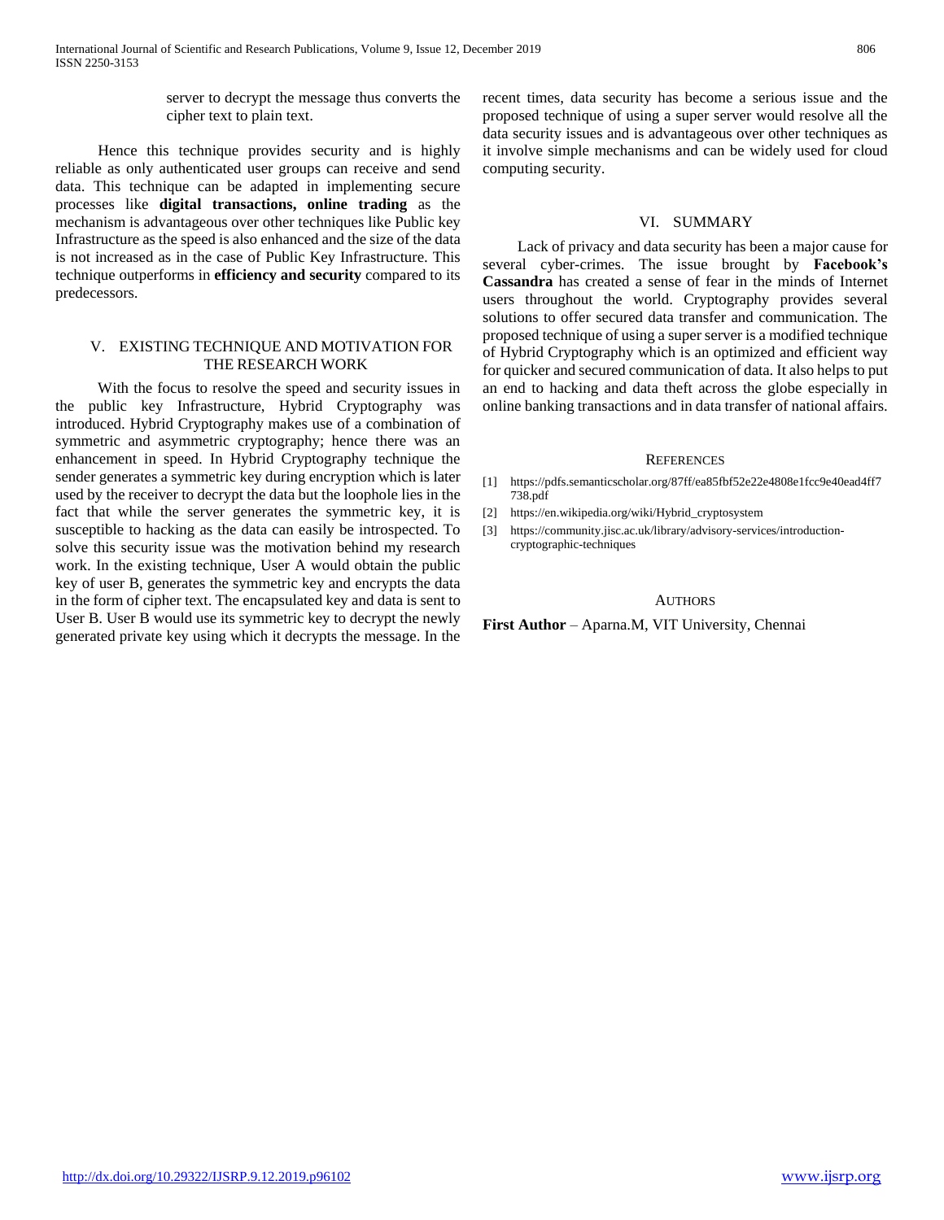server to decrypt the message thus converts the cipher text to plain text.

Hence this technique provides security and is highly reliable as only authenticated user groups can receive and send data. This technique can be adapted in implementing secure processes like **digital transactions, online trading** as the mechanism is advantageous over other techniques like Public key Infrastructure as the speed is also enhanced and the size of the data is not increased as in the case of Public Key Infrastructure. This technique outperforms in **efficiency and security** compared to its predecessors.

## V. EXISTING TECHNIQUE AND MOTIVATION FOR THE RESEARCH WORK

With the focus to resolve the speed and security issues in the public key Infrastructure, Hybrid Cryptography was introduced. Hybrid Cryptography makes use of a combination of symmetric and asymmetric cryptography; hence there was an enhancement in speed. In Hybrid Cryptography technique the sender generates a symmetric key during encryption which is later used by the receiver to decrypt the data but the loophole lies in the fact that while the server generates the symmetric key, it is susceptible to hacking as the data can easily be introspected. To solve this security issue was the motivation behind my research work. In the existing technique, User A would obtain the public key of user B, generates the symmetric key and encrypts the data in the form of cipher text. The encapsulated key and data is sent to User B. User B would use its symmetric key to decrypt the newly generated private key using which it decrypts the message. In the recent times, data security has become a serious issue and the proposed technique of using a super server would resolve all the data security issues and is advantageous over other techniques as it involve simple mechanisms and can be widely used for cloud computing security.

## VI. SUMMARY

Lack of privacy and data security has been a major cause for several cyber-crimes. The issue brought by **Facebook's Cassandra** has created a sense of fear in the minds of Internet users throughout the world. Cryptography provides several solutions to offer secured data transfer and communication. The proposed technique of using a super server is a modified technique of Hybrid Cryptography which is an optimized and efficient way for quicker and secured communication of data. It also helps to put an end to hacking and data theft across the globe especially in online banking transactions and in data transfer of national affairs.

## REFERENCES

[1] https://pdfs.semanticscholar.org/87ff/ea85fbf52e22e4808e1fcc9e40ead4ff7738.pdf

[2] https://en.wikipedia.org/wiki/Hybrid_cryptosystem

[3] https://community.jisc.ac.uk/library/advisory-services/introduction-cryptographic-techniques

## AUTHORS

**First Author** – Aparna.M, VIT University, Chennai